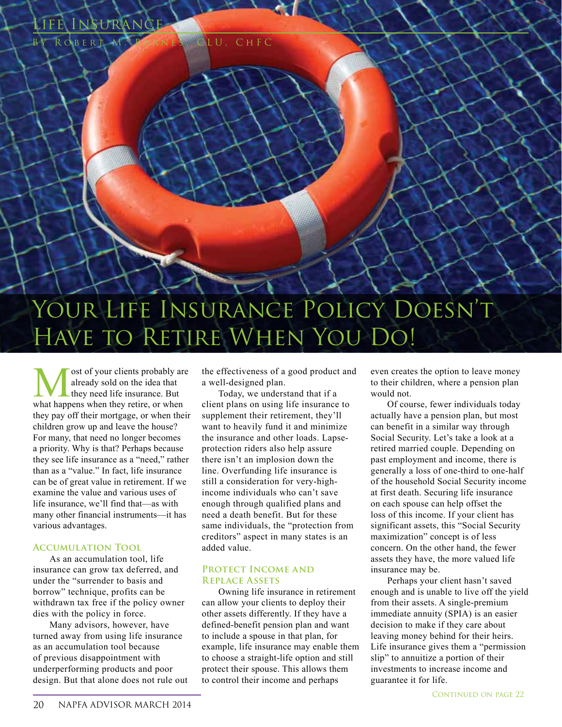Life Insurance

By Robert M. Barnes, CLU, ChFC

# Your Life Insurance Policy Doesn't Have to Retire When You Do!

Most of your clients probably are already sold on the idea that they need life insurance. But what happens when they retire, or when they pay off their mortgage, or when their children grow up and leave the house? For many, that need no longer becomes a priority. Why is that? Perhaps because they see life insurance as a "need," rather than as a "value." In fact, life insurance can be of great value in retirement. If we examine the value and various uses of life insurance, we'll find that—as with many other financial instruments—it has various advantages.

## Accumulation Tool

As an accumulation tool, life insurance can grow tax deferred, and under the "surrender to basis and borrow" technique, profits can be withdrawn tax free if the policy owner dies with the policy in force.

Many advisors, however, have turned away from using life insurance as an accumulation tool because of previous disappointment with underperforming products and poor design. But that alone does not rule out the effectiveness of a good product and a well-designed plan.

Today, we understand that if a client plans on using life insurance to supplement their retirement, they'll want to heavily fund it and minimize the insurance and other loads. Lapse-protection riders also help assure there isn't an implosion down the line. Overfunding life insurance is still a consideration for very-high-income individuals who can't save enough through qualified plans and need a death benefit. But for these same individuals, the "protection from creditors" aspect in many states is an added value.

## Protect Income and Replace Assets

Owning life insurance in retirement can allow your clients to deploy their other assets differently. If they have a defined-benefit pension plan and want to include a spouse in that plan, for example, life insurance may enable them to choose a straight-life option and still protect their spouse. This allows them to control their income and perhaps even creates the option to leave money to their children, where a pension plan would not.

Of course, fewer individuals today actually have a pension plan, but most can benefit in a similar way through Social Security. Let's take a look at a retired married couple. Depending on past employment and income, there is generally a loss of one-third to one-half of the household Social Security income at first death. Securing life insurance on each spouse can help offset the loss of this income. If your client has significant assets, this "Social Security maximization" concept is of less concern. On the other hand, the fewer assets they have, the more valued life insurance may be.

Perhaps your client hasn't saved enough and is unable to live off the yield from their assets. A single-premium immediate annuity (SPIA) is an easier decision to make if they care about leaving money behind for their heirs. Life insurance gives them a "permission slip" to annuitize a portion of their investments to increase income and guarantee it for life.

Continued on page 22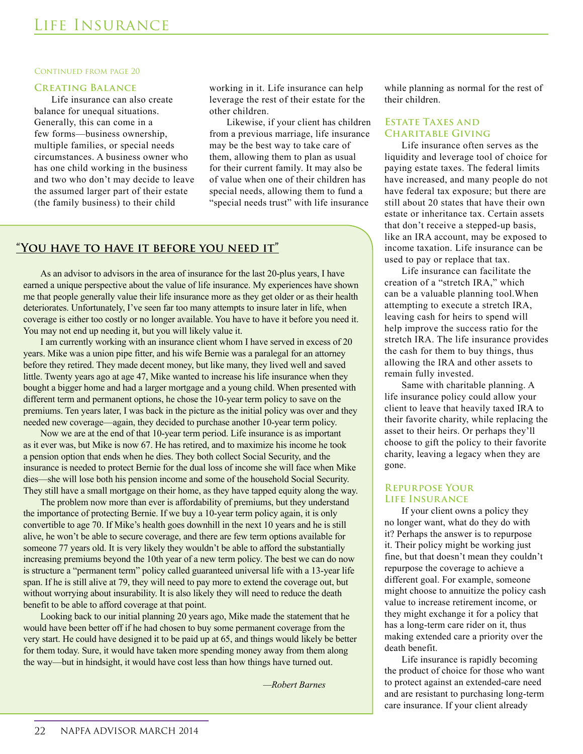Continued from page 20

### Creating Balance

Life insurance can also create balance for unequal situations. Generally, this can come in a few forms—business ownership, multiple families, or special needs circumstances. A business owner who has one child working in the business and two who don't may decide to leave the assumed larger part of their estate (the family business) to their child working in it. Life insurance can help leverage the rest of their estate for the other children.

Likewise, if your client has children from a previous marriage, life insurance may be the best way to take care of them, allowing them to plan as usual for their current family. It may also be of value when one of their children has special needs, allowing them to fund a "special needs trust" with life insurance while planning as normal for the rest of their children.

### Estate Taxes and Charitable Giving

Life insurance often serves as the liquidity and leverage tool of choice for paying estate taxes. The federal limits have increased, and many people do not have federal tax exposure; but there are still about 20 states that have their own estate or inheritance tax. Certain assets that don't receive a stepped-up basis, like an IRA account, may be exposed to income taxation. Life insurance can be used to pay or replace that tax.

Life insurance can facilitate the creation of a "stretch IRA," which can be a valuable planning tool.When attempting to execute a stretch IRA, leaving cash for heirs to spend will help improve the success ratio for the stretch IRA. The life insurance provides the cash for them to buy things, thus allowing the IRA and other assets to remain fully invested.

Same with charitable planning. A life insurance policy could allow your client to leave that heavily taxed IRA to their favorite charity, while replacing the asset to their heirs. Or perhaps they'll choose to gift the policy to their favorite charity, leaving a legacy when they are gone.

### Repurpose Your Life Insurance

If your client owns a policy they no longer want, what do they do with it? Perhaps the answer is to repurpose it. Their policy might be working just fine, but that doesn't mean they couldn't repurpose the coverage to achieve a different goal. For example, someone might choose to annuitize the policy cash value to increase retirement income, or they might exchange it for a policy that has a long-term care rider on it, thus making extended care a priority over the death benefit.

Life insurance is rapidly becoming the product of choice for those who want to protect against an extended-care need and are resistant to purchasing long-term care insurance. If your client already

### "You have to have it before you need it"

As an advisor to advisors in the area of insurance for the last 20-plus years, I have earned a unique perspective about the value of life insurance. My experiences have shown me that people generally value their life insurance more as they get older or as their health deteriorates. Unfortunately, I've seen far too many attempts to insure later in life, when coverage is either too costly or no longer available. You have to have it before you need it. You may not end up needing it, but you will likely value it.

I am currently working with an insurance client whom I have served in excess of 20 years. Mike was a union pipe fitter, and his wife Bernie was a paralegal for an attorney before they retired. They made decent money, but like many, they lived well and saved little. Twenty years ago at age 47, Mike wanted to increase his life insurance when they bought a bigger home and had a larger mortgage and a young child. When presented with different term and permanent options, he chose the 10-year term policy to save on the premiums. Ten years later, I was back in the picture as the initial policy was over and they needed new coverage—again, they decided to purchase another 10-year term policy.

Now we are at the end of that 10-year term period. Life insurance is as important as it ever was, but Mike is now 67. He has retired, and to maximize his income he took a pension option that ends when he dies. They both collect Social Security, and the insurance is needed to protect Bernie for the dual loss of income she will face when Mike dies—she will lose both his pension income and some of the household Social Security. They still have a small mortgage on their home, as they have tapped equity along the way.

The problem now more than ever is affordability of premiums, but they understand the importance of protecting Bernie. If we buy a 10-year term policy again, it is only convertible to age 70. If Mike's health goes downhill in the next 10 years and he is still alive, he won't be able to secure coverage, and there are few term options available for someone 77 years old. It is very likely they wouldn't be able to afford the substantially increasing premiums beyond the 10th year of a new term policy. The best we can do now is structure a "permanent term" policy called guaranteed universal life with a 13-year life span. If he is still alive at 79, they will need to pay more to extend the coverage out, but without worrying about insurability. It is also likely they will need to reduce the death benefit to be able to afford coverage at that point.

Looking back to our initial planning 20 years ago, Mike made the statement that he would have been better off if he had chosen to buy some permanent coverage from the very start. He could have designed it to be paid up at 65, and things would likely be better for them today. Sure, it would have taken more spending money away from them along the way—but in hindsight, it would have cost less than how things have turned out.

—*Robert Barnes*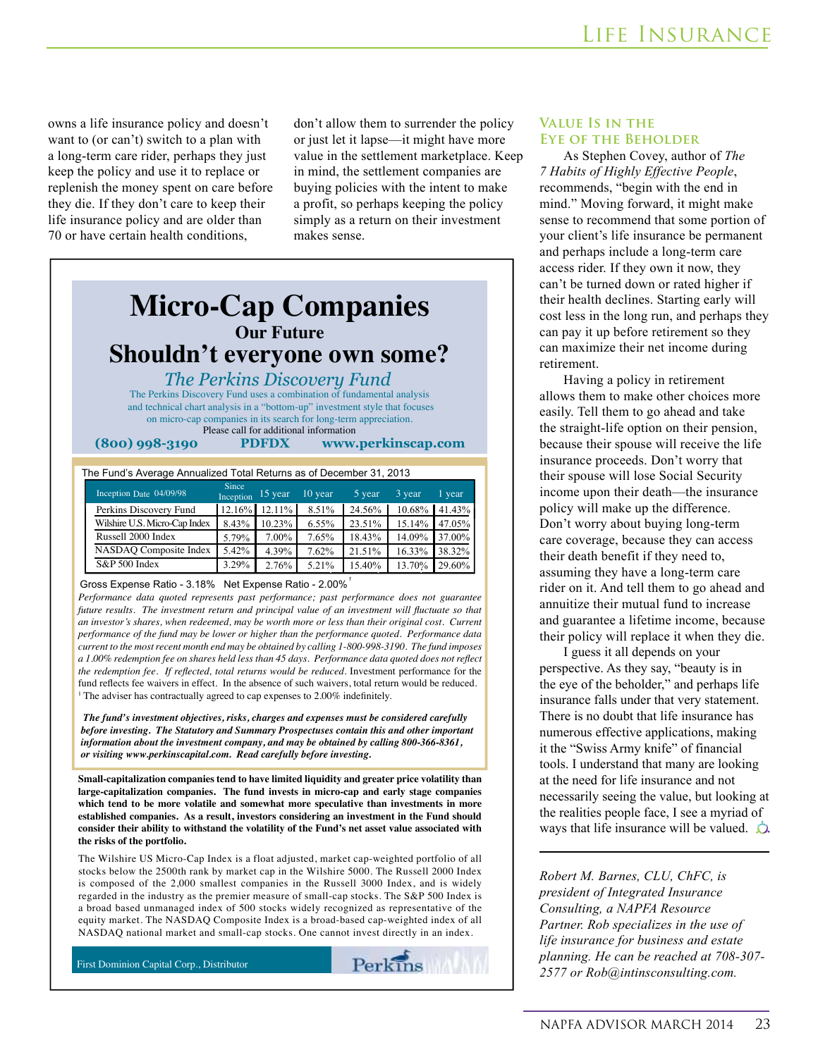owns a life insurance policy and doesn't want to (or can't) switch to a plan with a long-term care rider, perhaps they just keep the policy and use it to replace or replenish the money spent on care before they die. If they don't care to keep their life insurance policy and are older than 70 or have certain health conditions, don't allow them to surrender the policy or just let it lapse—it might have more value in the settlement marketplace. Keep in mind, the settlement companies are buying policies with the intent to make a profit, so perhaps keeping the policy simply as a return on their investment makes sense.

# Micro-Cap Companies

**Our Future**

## Shouldn't everyone own some?

*The Perkins Discovery Fund*

The Perkins Discovery Fund uses a combination of fundamental analysis and technical chart analysis in a "bottom-up" investment style that focuses on micro-cap companies in its search for long-term appreciation.

Please call for additional information

**(800) 998-3190** **PDFDX** **www.perkinscap.com**

The Fund's Average Annualized Total Returns as of December 31, 2013

| Inception Date 04/09/98 | Since Inception | 15 year | 10 year | 5 year | 3 year | 1 year |
|---|---|---|---|---|---|---|
| Perkins Discovery Fund | 12.16% | 12.11% | 8.51% | 24.56% | 10.68% | 41.43% |
| Wilshire U.S. Micro-Cap Index | 8.43% | 10.23% | 6.55% | 23.51% | 15.14% | 47.05% |
| Russell 2000 Index | 5.79% | 7.00% | 7.65% | 18.43% | 14.09% | 37.00% |
| NASDAQ Composite Index | 5.42% | 4.39% | 7.62% | 21.51% | 16.33% | 38.32% |
| S&P 500 Index | 3.29% | 2.76% | 5.21% | 15.40% | 13.70% | 29.60% |

Gross Expense Ratio - 3.18% Net Expense Ratio - 2.00%[1]

*Performance data quoted represents past performance; past performance does not guarantee future results. The investment return and principal value of an investment will fluctuate so that an investor's shares, when redeemed, may be worth more or less than their original cost. Current performance of the fund may be lower or higher than the performance quoted. Performance data current to the most recent month end may be obtained by calling 1-800-998-3190. The fund imposes a 1.00% redemption fee on shares held less than 45 days. Performance data quoted does not reflect the redemption fee. If reflected, total returns would be reduced.* Investment performance for the fund reflects fee waivers in effect. In the absence of such waivers, total return would be reduced.

[1] The adviser has contractually agreed to cap expenses to 2.00% indefinitely.

***The fund's investment objectives, risks, charges and expenses must be considered carefully before investing. The Statutory and Summary Prospectuses contain this and other important information about the investment company, and may be obtained by calling 800-366-8361, or visiting www.perkinscapital.com. Read carefully before investing.***

**Small-capitalization companies tend to have limited liquidity and greater price volatility than large-capitalization companies. The fund invests in micro-cap and early stage companies which tend to be more volatile and somewhat more speculative than investments in more established companies. As a result, investors considering an investment in the Fund should consider their ability to withstand the volatility of the Fund's net asset value associated with the risks of the portfolio.**

The Wilshire US Micro-Cap Index is a float adjusted, market cap-weighted portfolio of all stocks below the 2500th rank by market cap in the Wilshire 5000. The Russell 2000 Index is composed of the 2,000 smallest companies in the Russell 3000 Index, and is widely regarded in the industry as the premier measure of small-cap stocks. The S&P 500 Index is a broad based unmanaged index of 500 stocks widely recognized as representative of the equity market. The NASDAQ Composite Index is a broad-based cap-weighted index of all NASDAQ national market and small-cap stocks. One cannot invest directly in an index.

First Dominion Capital Corp., Distributor

Perkins

## Value Is in the Eye of the Beholder

As Stephen Covey, author of *The 7 Habits of Highly Effective People*, recommends, "begin with the end in mind." Moving forward, it might make sense to recommend that some portion of your client's life insurance be permanent and perhaps include a long-term care access rider. If they own it now, they can't be turned down or rated higher if their health declines. Starting early will cost less in the long run, and perhaps they can pay it up before retirement so they can maximize their net income during retirement.

Having a policy in retirement allows them to make other choices more easily. Tell them to go ahead and take the straight-life option on their pension, because their spouse will receive the life insurance proceeds. Don't worry that their spouse will lose Social Security income upon their death—the insurance policy will make up the difference. Don't worry about buying long-term care coverage, because they can access their death benefit if they need to, assuming they have a long-term care rider on it. And tell them to go ahead and annuitize their mutual fund to increase and guarantee a lifetime income, because their policy will replace it when they die.

I guess it all depends on your perspective. As they say, "beauty is in the eye of the beholder," and perhaps life insurance falls under that very statement. There is no doubt that life insurance has numerous effective applications, making it the "Swiss Army knife" of financial tools. I understand that many are looking at the need for life insurance and not necessarily seeing the value, but looking at the realities people face, I see a myriad of ways that life insurance will be valued.

---

*Robert M. Barnes, CLU, ChFC, is president of Integrated Insurance Consulting, a NAPFA Resource Partner. Rob specializes in the use of life insurance for business and estate planning. He can be reached at 708-307-2577 or Rob@intinsconsulting.com.*